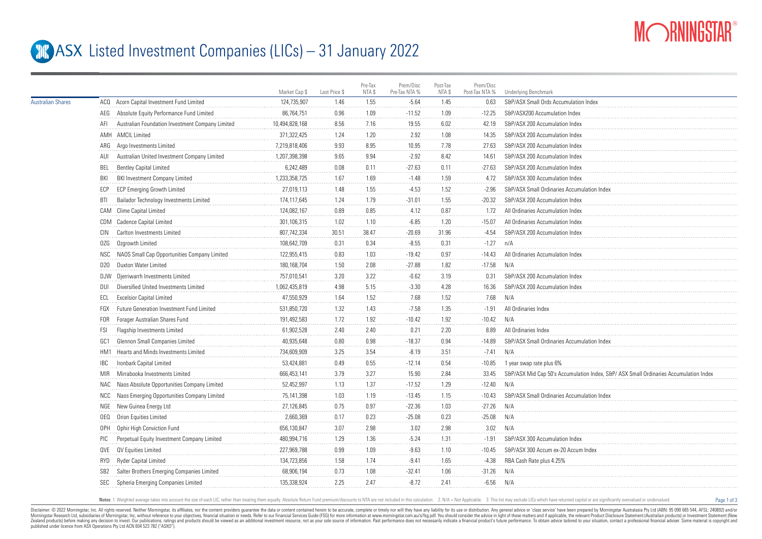# ASX Listed Investment Companies (LICs) – 31 January 2022

| | | | Market Cap $ | Last Price $ | Pre-Tax NTA $ | Prem/Disc Pre-Tax NTA % | Post-Tax NTA $ | Prem/Disc Post-Tax NTA % | Underlying Benchmark |
|---|---|---|---|---|---|---|---|---|---|
| Australian Shares | ACQ | Acorn Capital Investment Fund Limited | 124,735,907 | 1.46 | 1.55 | -5.64 | 1.45 | 0.63 | S&P/ASX Small Ords Accumulation Index |
| | AEG | Absolute Equity Performance Fund Limited | 86,764,751 | 0.96 | 1.09 | -11.52 | 1.09 | -12.25 | S&P/ASX200 Accumulation Index |
| | AFI | Australian Foundation Investment Company Limited | 10,494,828,168 | 8.56 | 7.16 | 19.55 | 6.02 | 42.19 | S&P/ASX 200 Accumulation Index |
| | AMH | AMCIL Limited | 371,322,425 | 1.24 | 1.20 | 2.92 | 1.08 | 14.35 | S&P/ASX 200 Accumulation Index |
| | ARG | Argo Investments Limited | 7,219,818,406 | 9.93 | 8.95 | 10.95 | 7.78 | 27.63 | S&P/ASX 200 Accumulation Index |
| | AUI | Australian United Investment Company Limited | 1,207,398,398 | 9.65 | 9.94 | -2.92 | 8.42 | 14.61 | S&P/ASX 200 Accumulation Index |
| | BEL | Bentley Capital Limited | 6,242,489 | 0.08 | 0.11 | -27.63 | 0.11 | -27.63 | S&P/ASX 200 Accumulation Index |
| | BKI | BKI Investment Company Limited | 1,233,358,725 | 1.67 | 1.69 | -1.48 | 1.59 | 4.72 | S&P/ASX 300 Accumulation Index |
| | ECP | ECP Emerging Growth Limited | 27,019,113 | 1.48 | 1.55 | -4.53 | 1.52 | -2.96 | S&P/ASX Small Ordinaries Accumulation Index |
| | BTI | Bailador Technology Investments Limited | 174,117,645 | 1.24 | 1.79 | -31.01 | 1.55 | -20.32 | S&P/ASX 200 Accumulation Index |
| | CAM | Clime Capital Limited | 124,082,167 | 0.89 | 0.85 | 4.12 | 0.87 | 1.72 | All Ordinaries Accumulation Index |
| | CDM | Cadence Capital Limited | 301,106,315 | 1.02 | 1.10 | -6.85 | 1.20 | -15.07 | All Ordinaries Accumulation Index |
| | CIN | Carlton Investments Limited | 807,742,334 | 30.51 | 38.47 | -20.69 | 31.96 | -4.54 | S&P/ASX 200 Accumulation Index |
| | OZG | Ozgrowth Limited | 108,642,709 | 0.31 | 0.34 | -8.55 | 0.31 | -1.27 | n/A |
| | NSC | NAOS Small Cap Opportunities Company Limited | 122,955,415 | 0.83 | 1.03 | -19.42 | 0.97 | -14.43 | All Ordinaries Accumulation Index |
| | D2O | Duxton Water Limited | 180,168,704 | 1.50 | 2.08 | -27.88 | 1.82 | -17.58 | N/A |
| | DJW | Djerriwarrh Investments Limited | 757,010,541 | 3.20 | 3.22 | -0.62 | 3.19 | 0.31 | S&P/ASX 200 Accumulation Index |
| | DUI | Diversified United Investments Limited | 1,062,435,819 | 4.98 | 5.15 | -3.30 | 4.28 | 16.36 | S&P/ASX 200 Accumulation Index |
| | ECL | Excelsior Capital Limited | 47,550,929 | 1.64 | 1.52 | 7.68 | 1.52 | 7.68 | N/A |
| | FGX | Future Generation Investment Fund Limited | 531,850,720 | 1.32 | 1.43 | -7.58 | 1.35 | -1.91 | All Ordinaries Index |
| | FOR | Forager Australian Shares Fund | 191,492,583 | 1.72 | 1.92 | -10.42 | 1.92 | -10.42 | N/A |
| | FSI | Flagship Investments Limited | 61,902,528 | 2.40 | 2.40 | 0.21 | 2.20 | 8.89 | All Ordinaries Index |
| | GC1 | Glennon Small Companies Limited | 40,935,648 | 0.80 | 0.98 | -18.37 | 0.94 | -14.89 | S&P/ASX Small Ordinaries Accumulation Index |
| | HM1 | Hearts and Minds Investments Limited | 734,609,909 | 3.25 | 3.54 | -8.19 | 3.51 | -7.41 | N/A |
| | IBC | Ironbark Capital Limited | 53,424,881 | 0.49 | 0.55 | -12.14 | 0.54 | -10.85 | 1 year swap rate plus 6% |
| | MIR | Mirrabooka Investments Limited | 666,453,141 | 3.79 | 3.27 | 15.90 | 2.84 | 33.45 | S&P/ASX Mid Cap 50's Accumulation Index, S&P/ ASX Small Ordinaries Accumulation Index |
| | NAC | Naos Absolute Opportunities Company Limited | 52,452,997 | 1.13 | 1.37 | -17.52 | 1.29 | -12.40 | N/A |
| | NCC | Naos Emerging Opportunities Company Limited | 75,141,398 | 1.03 | 1.19 | -13.45 | 1.15 | -10.43 | S&P/ASX Small Ordinaries Accumulation Index |
| | NGE | New Guinea Energy Ltd | 27,126,845 | 0.75 | 0.97 | -22.36 | 1.03 | -27.26 | N/A |
| | OEQ | Orion Equities Limited | 2,660,369 | 0.17 | 0.23 | -25.08 | 0.23 | -25.08 | N/A |
| | OPH | Ophir High Conviction Fund | 656,130,847 | 3.07 | 2.98 | 3.02 | 2.98 | 3.02 | N/A |
| | PIC | Perpetual Equity Investment Company Limited | 480,994,716 | 1.29 | 1.36 | -5.24 | 1.31 | -1.91 | S&P/ASX 300 Accumulation Index |
| | QVE | QV Equities Limited | 227,969,788 | 0.99 | 1.09 | -9.63 | 1.10 | -10.45 | S&P/ASX 300 Accum ex-20 Accum Index |
| | RYD | Ryder Capital Limited | 134,723,856 | 1.58 | 1.74 | -9.41 | 1.65 | -4.38 | RBA Cash Rate plus 4.25% |
| | SB2 | Salter Brothers Emerging Companies Limited | 68,906,194 | 0.73 | 1.08 | -32.41 | 1.06 | -31.26 | N/A |
| | SEC | Spheria Emerging Companies Limited | 135,338,924 | 2.25 | 2.47 | -8.72 | 2.41 | -6.56 | N/A |

Notes: 1. Weighted average takes into account the size of each LIC, rather than treating them equally. Absolute Return Fund premium/discounts to NTA are not included in this calculation. 2. N/A = Not Applicable. 3. This list may exclude LICs which have returned capital or are significantly overvalued or undervalued.

Disclaimer: © 2022 Morningstar, Inc. All rights reserved. Neither Morningstar, its affiliates, nor the content providers guarantee the data or content contained herein to be accurate, complete or timely nor will they have any liability for its use or distribution. Any general advice or 'class service' have been prepared by Morningstar Australasia Pty Ltd (ABN: 95 090 665 544, AFSL: 240892) and/or Morningstar Research Ltd, subsidiaries of Morningstar, Inc, without reference to your objectives, financial situation or needs. Refer to our Financial Services Guide (FSG) for more information at www.morningstar.com.au/s/fsg.pdf. You should consider the advice in light of these matters and if applicable, the relevant Product Disclosure Statement (Australian products) or Investment Statement (New Zealand products) before making any decision to invest. Our publications, ratings and products should be viewed as an additional investment resource, not as your sole source of information. Past performance does not necessarily indicate a financial product's future performance. To obtain advice tailored to your situation, contact a professional financial adviser. Some material is copyright and published under licence from ASX Operations Pty Ltd ACN 004 523 782 ("ASXO").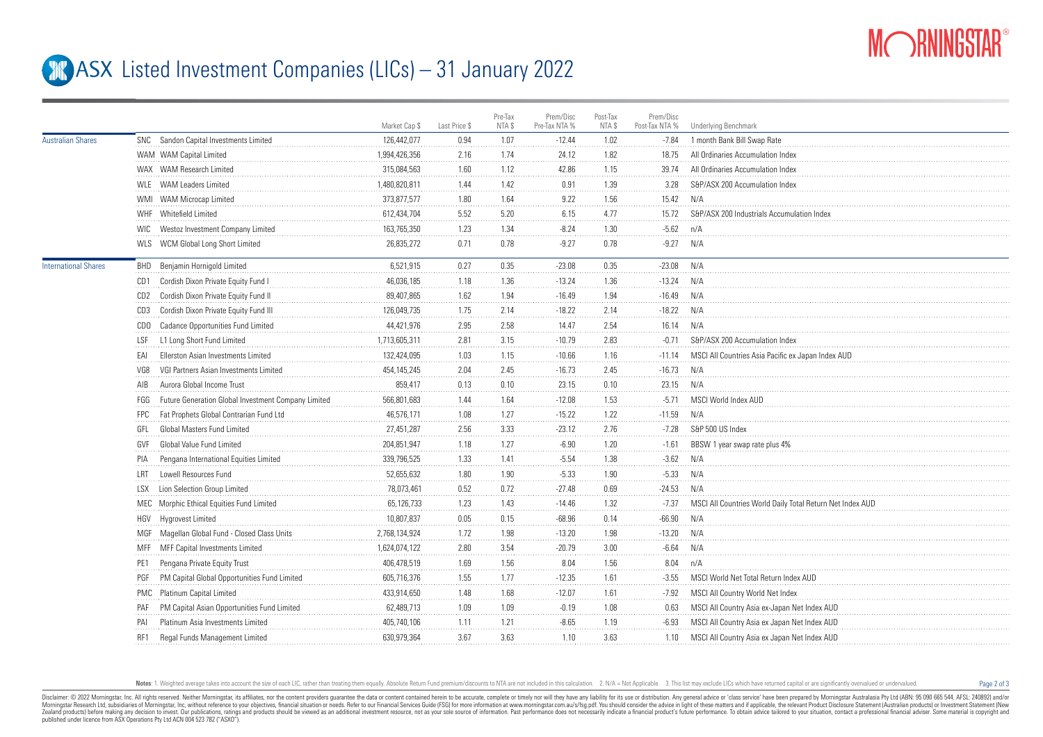# ASX Listed Investment Companies (LICs) – 31 January 2022

| | | | Market Cap $ | Last Price $ | Pre-Tax NTA $ | Prem/Disc Pre-Tax NTA % | Post-Tax NTA $ | Prem/Disc Post-Tax NTA % | Underlying Benchmark |
|---|---|---|---|---|---|---|---|---|---|
| Australian Shares | SNC | Sandon Capital Investments Limited | 126,442,077 | 0.94 | 1.07 | -12.44 | 1.02 | -7.84 | 1 month Bank Bill Swap Rate |
| | WAM | WAM Capital Limited | 1,994,426,356 | 2.16 | 1.74 | 24.12 | 1.82 | 18.75 | All Ordinaries Accumulation Index |
| | WAX | WAM Research Limited | 315,084,563 | 1.60 | 1.12 | 42.86 | 1.15 | 39.74 | All Ordinaries Accumulation Index |
| | WLE | WAM Leaders Limited | 1,480,820,811 | 1.44 | 1.42 | 0.91 | 1.39 | 3.28 | S&P/ASX 200 Accumulation Index |
| | WMI | WAM Microcap Limited | 373,877,577 | 1.80 | 1.64 | 9.22 | 1.56 | 15.42 | N/A |
| | WHF | Whitefield Limited | 612,434,704 | 5.52 | 5.20 | 6.15 | 4.77 | 15.72 | S&P/ASX 200 Industrials Accumulation Index |
| | WIC | Westoz Investment Company Limited | 163,765,350 | 1.23 | 1.34 | -8.24 | 1.30 | -5.62 | n/A |
| | WLS | WCM Global Long Short Limited | 26,835,272 | 0.71 | 0.78 | -9.27 | 0.78 | -9.27 | N/A |
| International Shares | BHD | Benjamin Hornigold Limited | 6,521,915 | 0.27 | 0.35 | -23.08 | 0.35 | -23.08 | N/A |
| | CD1 | Cordish Dixon Private Equity Fund I | 46,036,185 | 1.18 | 1.36 | -13.24 | 1.36 | -13.24 | N/A |
| | CD2 | Cordish Dixon Private Equity Fund II | 89,407,865 | 1.62 | 1.94 | -16.49 | 1.94 | -16.49 | N/A |
| | CD3 | Cordish Dixon Private Equity Fund III | 126,049,735 | 1.75 | 2.14 | -18.22 | 2.14 | -18.22 | N/A |
| | CDO | Cadance Opportunities Fund Limited | 44,421,976 | 2.95 | 2.58 | 14.47 | 2.54 | 16.14 | N/A |
| | LSF | L1 Long Short Fund Limited | 1,713,605,311 | 2.81 | 3.15 | -10.79 | 2.83 | -0.71 | S&P/ASX 200 Accumulation Index |
| | EAI | Ellerston Asian Investments Limited | 132,424,095 | 1.03 | 1.15 | -10.66 | 1.16 | -11.14 | MSCI All Countries Asia Pacific ex Japan Index AUD |
| | VG8 | VGI Partners Asian Investments Limited | 454,145,245 | 2.04 | 2.45 | -16.73 | 2.45 | -16.73 | N/A |
| | AIB | Aurora Global Income Trust | 859,417 | 0.13 | 0.10 | 23.15 | 0.10 | 23.15 | N/A |
| | FGG | Future Generation Global Investment Company Limited | 566,801,683 | 1.44 | 1.64 | -12.08 | 1.53 | -5.71 | MSCI World Index AUD |
| | FPC | Fat Prophets Global Contrarian Fund Ltd | 46,576,171 | 1.08 | 1.27 | -15.22 | 1.22 | -11.59 | N/A |
| | GFL | Global Masters Fund Limited | 27,451,287 | 2.56 | 3.33 | -23.12 | 2.76 | -7.28 | S&P 500 US Index |
| | GVF | Global Value Fund Limited | 204,851,947 | 1.18 | 1.27 | -6.90 | 1.20 | -1.61 | BBSW 1 year swap rate plus 4% |
| | PIA | Pengana International Equities Limited | 339,796,525 | 1.33 | 1.41 | -5.54 | 1.38 | -3.62 | N/A |
| | LRT | Lowell Resources Fund | 52,655,632 | 1.80 | 1.90 | -5.33 | 1.90 | -5.33 | N/A |
| | LSX | Lion Selection Group Limited | 78,073,461 | 0.52 | 0.72 | -27.48 | 0.69 | -24.53 | N/A |
| | MEC | Morphic Ethical Equities Fund Limited | 65,126,733 | 1.23 | 1.43 | -14.46 | 1.32 | -7.37 | MSCI All Countries World Daily Total Return Net Index AUD |
| | HGV | Hygrovest Limited | 10,807,837 | 0.05 | 0.15 | -68.96 | 0.14 | -66.90 | N/A |
| | MGF | Magellan Global Fund - Closed Class Units | 2,768,134,924 | 1.72 | 1.98 | -13.20 | 1.98 | -13.20 | N/A |
| | MFF | MFF Capital Investments Limited | 1,624,074,122 | 2.80 | 3.54 | -20.79 | 3.00 | -6.64 | N/A |
| | PE1 | Pengana Private Equity Trust | 406,478,519 | 1.69 | 1.56 | 8.04 | 1.56 | 8.04 | n/A |
| | PGF | PM Capital Global Opportunities Fund Limited | 605,716,376 | 1.55 | 1.77 | -12.35 | 1.61 | -3.55 | MSCI World Net Total Return Index AUD |
| | PMC | Platinum Capital Limited | 433,914,650 | 1.48 | 1.68 | -12.07 | 1.61 | -7.92 | MSCI All Country World Net Index |
| | PAF | PM Capital Asian Opportunities Fund Limited | 62,489,713 | 1.09 | 1.09 | -0.19 | 1.08 | 0.63 | MSCI All Country Asia ex-Japan Net Index AUD |
| | PAI | Platinum Asia Investments Limited | 405,740,106 | 1.11 | 1.21 | -8.65 | 1.19 | -6.93 | MSCI All Country Asia ex Japan Net Index AUD |
| | RF1 | Regal Funds Management Limited | 630,979,364 | 3.67 | 3.63 | 1.10 | 3.63 | 1.10 | MSCI All Country Asia ex Japan Net Index AUD |

Notes: 1. Weighted average takes into account the size of each LIC, rather than treating them equally. Absolute Return Fund premium/discounts to NTA are not included in this calculation. 2. N/A = Not Applicable. 3. This list may exclude LICs which have returned capital or are significantly overvalued or undervalued.

Disclaimer: © 2022 Morningstar, Inc. All rights reserved. Neither Morningstar, its affiliates, nor the content providers guarantee the data or content contained herein to be accurate, complete or timely nor will they have any liability for its use or distribution. Any general advice or 'class service' have been prepared by Morningstar Australasia Pty Ltd (ABN: 95 090 665 544, AFSL: 240892) and/or Morningstar Research Ltd, subsidiaries of Morningstar, Inc, without reference to your objectives, financial situation or needs. Refer to our Financial Services Guide (FSG) for more information at www.morningstar.com.au/s/fsg.pdf. You should consider the advice in light of these matters and if applicable, the relevant Product Disclosure Statement (Australian products) or Investment Statement (New Zealand products) before making any decision to invest. Our publications, ratings and products should be viewed as an additional investment resource, not as your sole source of information. Past performance does not necessarily indicate a financial product's future performance. To obtain advice tailored to your situation, contact a professional financial adviser. Some material is copyright and published under licence from ASX Operations Pty Ltd ACN 004 523 782 ("ASXO").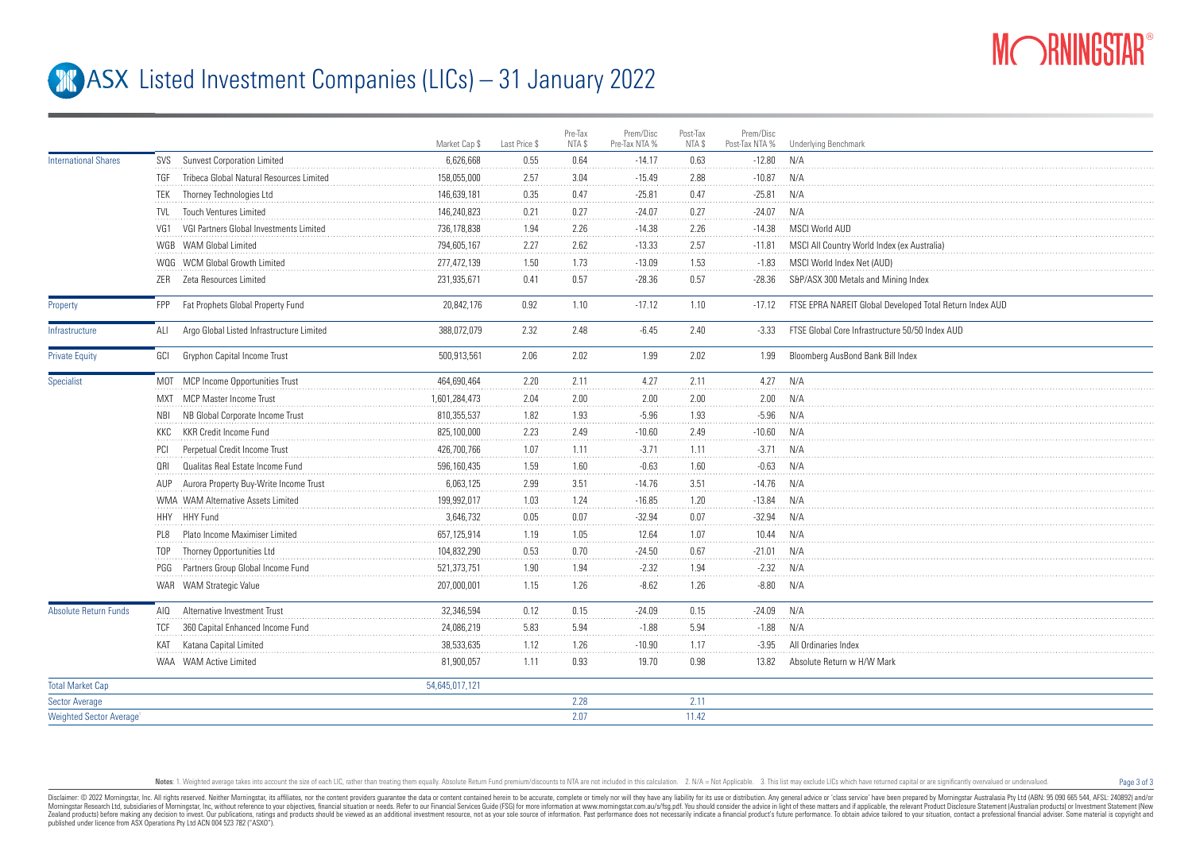# ASX Listed Investment Companies (LICs) – 31 January 2022

| | | | Market Cap $ | Last Price $ | Pre-Tax NTA $ | Prem/Disc Pre-Tax NTA % | Post-Tax NTA $ | Prem/Disc Post-Tax NTA % | Underlying Benchmark |
|---|---|---|---|---|---|---|---|---|---|
| International Shares | SVS | Sunvest Corporation Limited | 6,626,668 | 0.55 | 0.64 | -14.17 | 0.63 | -12.80 | N/A |
| | TGF | Tribeca Global Natural Resources Limited | 158,055,000 | 2.57 | 3.04 | -15.49 | 2.88 | -10.87 | N/A |
| | TEK | Thorney Technologies Ltd | 146,639,181 | 0.35 | 0.47 | -25.81 | 0.47 | -25.81 | N/A |
| | TVL | Touch Ventures Limited | 146,240,823 | 0.21 | 0.27 | -24.07 | 0.27 | -24.07 | N/A |
| | VG1 | VGI Partners Global Investments Limited | 736,178,838 | 1.94 | 2.26 | -14.38 | 2.26 | -14.38 | MSCI World AUD |
| | WGB | WAM Global Limited | 794,605,167 | 2.27 | 2.62 | -13.33 | 2.57 | -11.81 | MSCI All Country World Index (ex Australia) |
| | WQG | WCM Global Growth Limited | 277,472,139 | 1.50 | 1.73 | -13.09 | 1.53 | -1.83 | MSCI World Index Net (AUD) |
| | ZER | Zeta Resources Limited | 231,935,671 | 0.41 | 0.57 | -28.36 | 0.57 | -28.36 | S&P/ASX 300 Metals and Mining Index |
| Property | FPP | Fat Prophets Global Property Fund | 20,842,176 | 0.92 | 1.10 | -17.12 | 1.10 | -17.12 | FTSE EPRA NAREIT Global Developed Total Return Index AUD |
| Infrastructure | ALI | Argo Global Listed Infrastructure Limited | 388,072,079 | 2.32 | 2.48 | -6.45 | 2.40 | -3.33 | FTSE Global Core Infrastructure 50/50 Index AUD |
| Private Equity | GCI | Gryphon Capital Income Trust | 500,913,561 | 2.06 | 2.02 | 1.99 | 2.02 | 1.99 | Bloomberg AusBond Bank Bill Index |
| Specialist | MOT | MCP Income Opportunities Trust | 464,690,464 | 2.20 | 2.11 | 4.27 | 2.11 | 4.27 | N/A |
| | MXT | MCP Master Income Trust | 1,601,284,473 | 2.04 | 2.00 | 2.00 | 2.00 | 2.00 | N/A |
| | NBI | NB Global Corporate Income Trust | 810,355,537 | 1.82 | 1.93 | -5.96 | 1.93 | -5.96 | N/A |
| | KKC | KKR Credit Income Fund | 825,100,000 | 2.23 | 2.49 | -10.60 | 2.49 | -10.60 | N/A |
| | PCI | Perpetual Credit Income Trust | 426,700,766 | 1.07 | 1.11 | -3.71 | 1.11 | -3.71 | N/A |
| | QRI | Qualitas Real Estate Income Fund | 596,160,435 | 1.59 | 1.60 | -0.63 | 1.60 | -0.63 | N/A |
| | AUP | Aurora Property Buy-Write Income Trust | 6,063,125 | 2.99 | 3.51 | -14.76 | 3.51 | -14.76 | N/A |
| | WMA | WAM Alternative Assets Limited | 199,992,017 | 1.03 | 1.24 | -16.85 | 1.20 | -13.84 | N/A |
| | HHY | HHY Fund | 3,646,732 | 0.05 | 0.07 | -32.94 | 0.07 | -32.94 | N/A |
| | PL8 | Plato Income Maximiser Limited | 657,125,914 | 1.19 | 1.05 | 12.64 | 1.07 | 10.44 | N/A |
| | TOP | Thorney Opportunities Ltd | 104,832,290 | 0.53 | 0.70 | -24.50 | 0.67 | -21.01 | N/A |
| | PGG | Partners Group Global Income Fund | 521,373,751 | 1.90 | 1.94 | -2.32 | 1.94 | -2.32 | N/A |
| | WAR | WAM Strategic Value | 207,000,001 | 1.15 | 1.26 | -8.62 | 1.26 | -8.80 | N/A |
| Absolute Return Funds | AIQ | Alternative Investment Trust | 32,346,594 | 0.12 | 0.15 | -24.09 | 0.15 | -24.09 | N/A |
| | TCF | 360 Capital Enhanced Income Fund | 24,086,219 | 5.83 | 5.94 | -1.88 | 5.94 | -1.88 | N/A |
| | KAT | Katana Capital Limited | 38,533,635 | 1.12 | 1.26 | -10.90 | 1.17 | -3.95 | All Ordinaries Index |
| | WAA | WAM Active Limited | 81,900,057 | 1.11 | 0.93 | 19.70 | 0.98 | 13.82 | Absolute Return w H/W Mark |
| Total Market Cap | | | 54,645,017,121 | | | | | | |
| Sector Average | | | | | 2.28 | | 2.11 | | |
| Weighted Sector Average[1] | | | | | 2.07 | | 11.42 | | |

Notes: 1. Weighted average takes into account the size of each LIC, rather than treating them equally. Absolute Return Fund premium/discounts to NTA are not included in this calculation. 2. N/A = Not Applicable. 3. This list may exclude LICs which have returned capital or are significantly overvalued or undervalued.

Disclaimer: © 2022 Morningstar, Inc. All rights reserved. Neither Morningstar, its affiliates, nor the content providers guarantee the data or content contained herein to be accurate, complete or timely nor will they have any liability for its use or distribution. Any general advice or 'class service' have been prepared by Morningstar Australasia Pty Ltd (ABN: 95 090 665 544, AFSL: 240892) and/or Morningstar Research Ltd, subsidiaries of Morningstar, Inc, without reference to your objectives, financial situation or needs. Refer to our Financial Services Guide (FSG) for more information at www.morningstar.com.au/s/fsg.pdf. You should consider the advice in light of these matters and if applicable, the relevant Product Disclosure Statement (Australian products) or Investment Statement (New Zealand products) before making any decision to invest. Our publications, ratings and products should be viewed as an additional investment resource, not as your sole source of information. Past performance does not necessarily indicate a financial product's future performance. To obtain advice tailored to your situation, contact a professional financial adviser. Some material is copyright and published under licence from ASX Operations Pty Ltd ACN 004 523 782 ("ASXO").